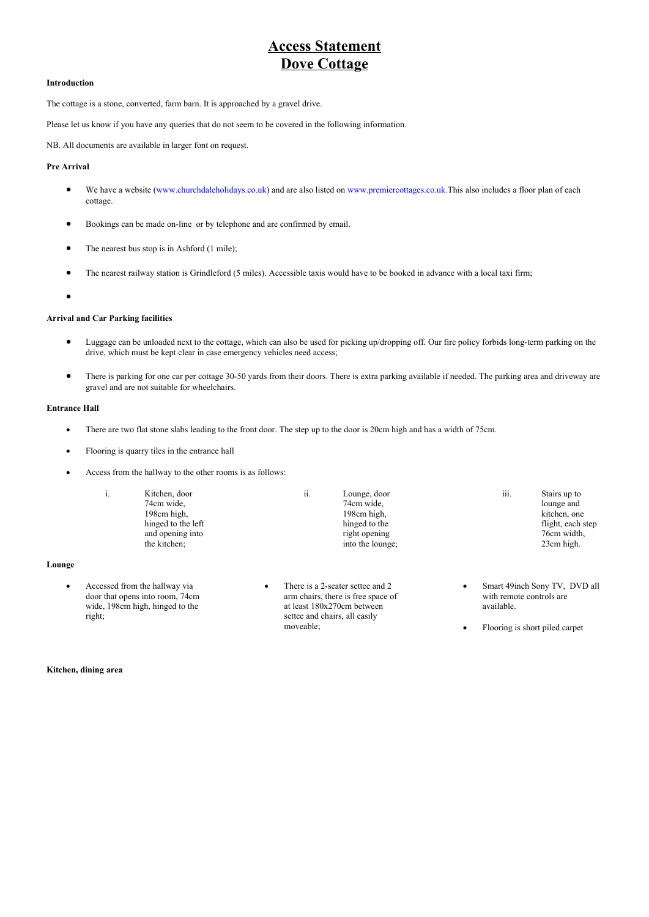# Access Statement
# Dove Cottage

**Introduction**

The cottage is a stone, converted, farm barn. It is approached by a gravel drive.

Please let us know if you have any queries that do not seem to be covered in the following information.

NB. All documents are available in larger font on request.

**Pre Arrival**

- We have a website (www.churchdaleholidays.co.uk) and are also listed on www.premiercottages.co.uk.This also includes a floor plan of each cottage.
- Bookings can be made on-line or by telephone and are confirmed by email.
- The nearest bus stop is in Ashford (1 mile);
- The nearest railway station is Grindleford (5 miles). Accessible taxis would have to be booked in advance with a local taxi firm;
- 

**Arrival and Car Parking facilities**

- Luggage can be unloaded next to the cottage, which can also be used for picking up/dropping off. Our fire policy forbids long-term parking on the drive, which must be kept clear in case emergency vehicles need access;
- There is parking for one car per cottage 30-50 yards from their doors. There is extra parking available if needed. The parking area and driveway are gravel and are not suitable for wheelchairs.

**Entrance Hall**

- There are two flat stone slabs leading to the front door. The step up to the door is 20cm high and has a width of 75cm.
- Flooring is quarry tiles in the entrance hall
- Access from the hallway to the other rooms is as follows:

  i. Kitchen, door 74cm wide, 198cm high, hinged to the left and opening into the kitchen;

  ii. Lounge, door 74cm wide, 198cm high, hinged to the right opening into the lounge;

  iii. Stairs up to lounge and kitchen, one flight, each step 76cm width, 23cm high.

**Lounge**

- Accessed from the hallway via door that opens into room, 74cm wide, 198cm high, hinged to the right;
- There is a 2-seater settee and 2 arm chairs, there is free space of at least 180x270cm between settee and chairs, all easily moveable;
- Smart 49inch Sony TV, DVD all with remote controls are available.
- Flooring is short piled carpet

**Kitchen, dining area**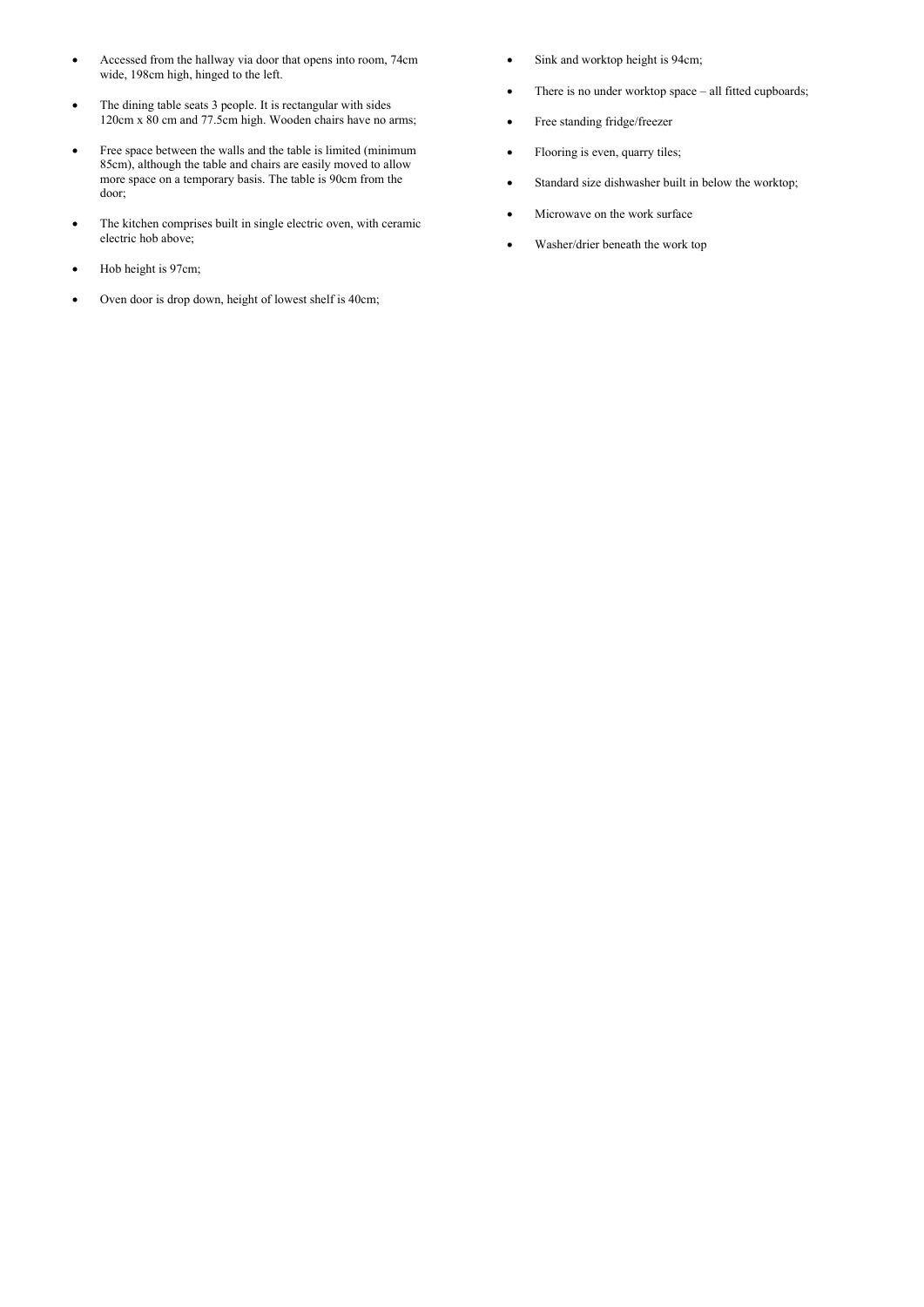- Accessed from the hallway via door that opens into room, 74cm wide, 198cm high, hinged to the left.
- The dining table seats 3 people. It is rectangular with sides 120cm x 80 cm and 77.5cm high. Wooden chairs have no arms;
- Free space between the walls and the table is limited (minimum 85cm), although the table and chairs are easily moved to allow more space on a temporary basis. The table is 90cm from the door;
- The kitchen comprises built in single electric oven, with ceramic electric hob above;
- Hob height is 97cm;
- Oven door is drop down, height of lowest shelf is 40cm;
- Sink and worktop height is 94cm;
- There is no under worktop space – all fitted cupboards;
- Free standing fridge/freezer
- Flooring is even, quarry tiles;
- Standard size dishwasher built in below the worktop;
- Microwave on the work surface
- Washer/drier beneath the work top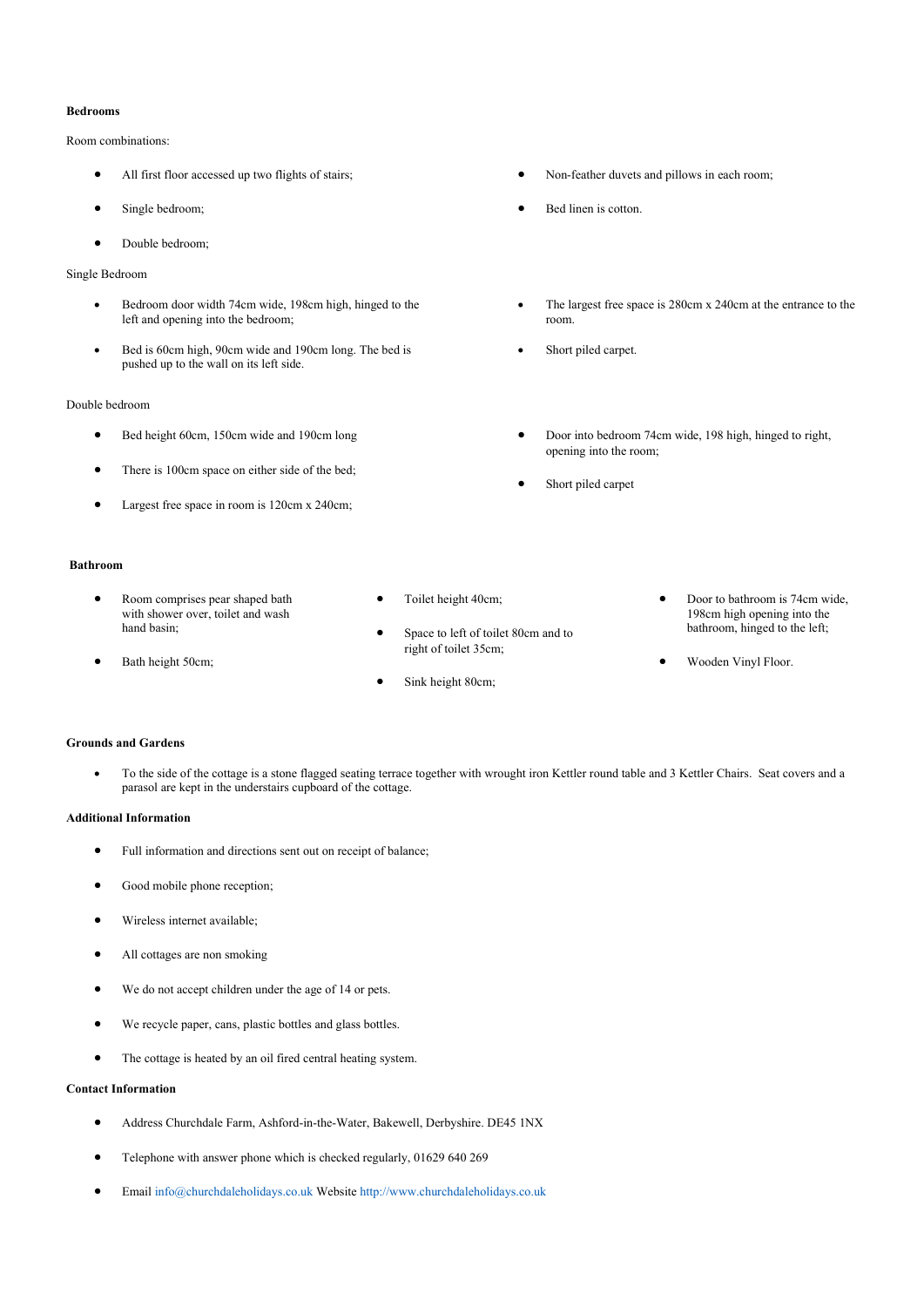**Bedrooms**

Room combinations:

- All first floor accessed up two flights of stairs;
- Single bedroom;
- Double bedroom;
- Non-feather duvets and pillows in each room;
- Bed linen is cotton.

Single Bedroom

- Bedroom door width 74cm wide, 198cm high, hinged to the left and opening into the bedroom;
- Bed is 60cm high, 90cm wide and 190cm long. The bed is pushed up to the wall on its left side.
- The largest free space is 280cm x 240cm at the entrance to the room.
- Short piled carpet.

Double bedroom

- Bed height 60cm, 150cm wide and 190cm long
- There is 100cm space on either side of the bed;
- Largest free space in room is 120cm x 240cm;
- Door into bedroom 74cm wide, 198 high, hinged to right, opening into the room;
- Short piled carpet

**Bathroom**

- Room comprises pear shaped bath with shower over, toilet and wash hand basin;
- Bath height 50cm;
- Toilet height 40cm;
- Space to left of toilet 80cm and to right of toilet 35cm;
- Sink height 80cm;
- Door to bathroom is 74cm wide, 198cm high opening into the bathroom, hinged to the left;
- Wooden Vinyl Floor.

**Grounds and Gardens**

- To the side of the cottage is a stone flagged seating terrace together with wrought iron Kettler round table and 3 Kettler Chairs. Seat covers and a parasol are kept in the understairs cupboard of the cottage.

**Additional Information**

- Full information and directions sent out on receipt of balance;
- Good mobile phone reception;
- Wireless internet available;
- All cottages are non smoking
- We do not accept children under the age of 14 or pets.
- We recycle paper, cans, plastic bottles and glass bottles.
- The cottage is heated by an oil fired central heating system.

**Contact Information**

- Address Churchdale Farm, Ashford-in-the-Water, Bakewell, Derbyshire. DE45 1NX
- Telephone with answer phone which is checked regularly, 01629 640 269
- Email info@churchdaleholidays.co.uk Website http://www.churchdaleholidays.co.uk